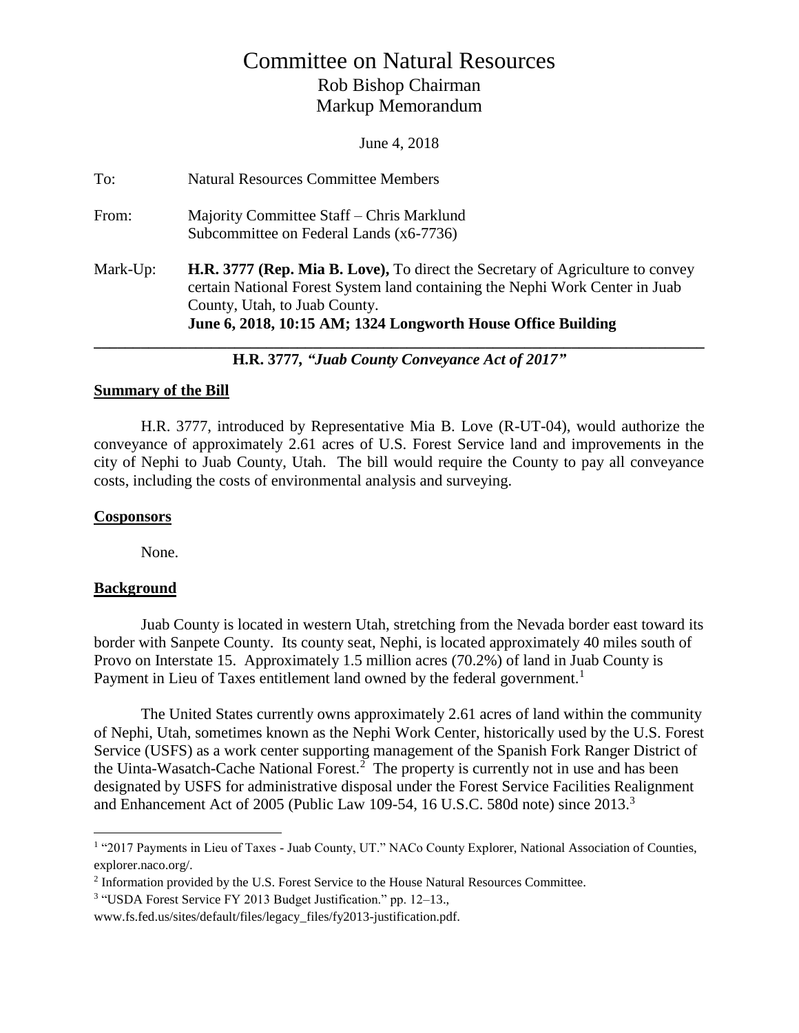# Committee on Natural Resources

Rob Bishop Chairman

Markup Memorandum

June 4, 2018

To: Natural Resources Committee Members

From: Majority Committee Staff – Chris Marklund
Subcommittee on Federal Lands (x6-7736)

Mark-Up: **H.R. 3777 (Rep. Mia B. Love),** To direct the Secretary of Agriculture to convey certain National Forest System land containing the Nephi Work Center in Juab County, Utah, to Juab County.
**June 6, 2018, 10:15 AM; 1324 Longworth House Office Building**

---

**H.R. 3777, *"Juab County Conveyance Act of 2017"***

## Summary of the Bill

H.R. 3777, introduced by Representative Mia B. Love (R-UT-04), would authorize the conveyance of approximately 2.61 acres of U.S. Forest Service land and improvements in the city of Nephi to Juab County, Utah. The bill would require the County to pay all conveyance costs, including the costs of environmental analysis and surveying.

## Cosponsors

None.

## Background

Juab County is located in western Utah, stretching from the Nevada border east toward its border with Sanpete County. Its county seat, Nephi, is located approximately 40 miles south of Provo on Interstate 15. Approximately 1.5 million acres (70.2%) of land in Juab County is Payment in Lieu of Taxes entitlement land owned by the federal government.[1]

The United States currently owns approximately 2.61 acres of land within the community of Nephi, Utah, sometimes known as the Nephi Work Center, historically used by the U.S. Forest Service (USFS) as a work center supporting management of the Spanish Fork Ranger District of the Uinta-Wasatch-Cache National Forest.[2] The property is currently not in use and has been designated by USFS for administrative disposal under the Forest Service Facilities Realignment and Enhancement Act of 2005 (Public Law 109-54, 16 U.S.C. 580d note) since 2013.[3]

---

[1] "2017 Payments in Lieu of Taxes - Juab County, UT." NACo County Explorer, National Association of Counties, explorer.naco.org/.

[2] Information provided by the U.S. Forest Service to the House Natural Resources Committee.

[3] "USDA Forest Service FY 2013 Budget Justification." pp. 12–13., www.fs.fed.us/sites/default/files/legacy_files/fy2013-justification.pdf.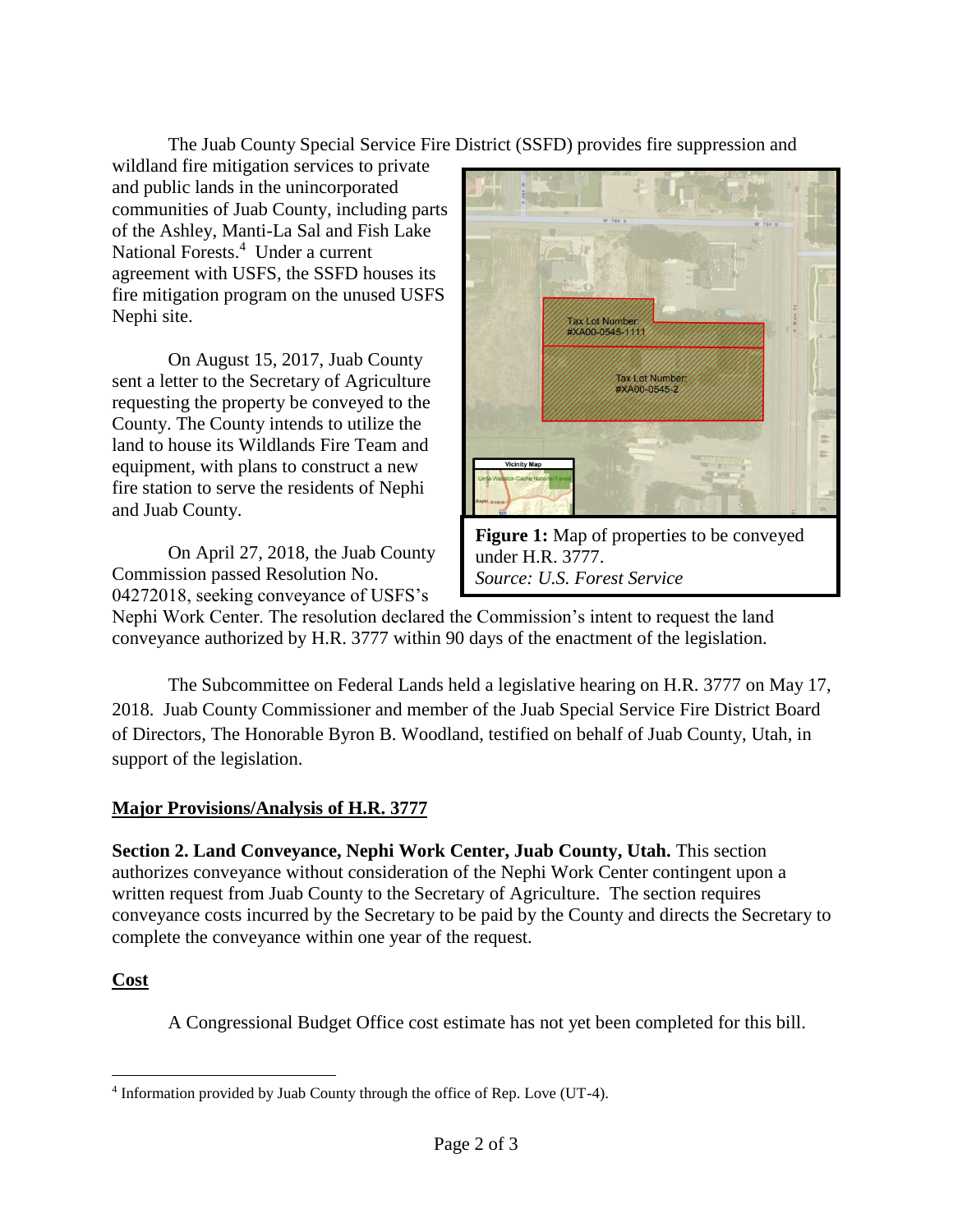The Juab County Special Service Fire District (SSFD) provides fire suppression and wildland fire mitigation services to private and public lands in the unincorporated communities of Juab County, including parts of the Ashley, Manti-La Sal and Fish Lake National Forests.[4] Under a current agreement with USFS, the SSFD houses its fire mitigation program on the unused USFS Nephi site.

On August 15, 2017, Juab County sent a letter to the Secretary of Agriculture requesting the property be conveyed to the County. The County intends to utilize the land to house its Wildlands Fire Team and equipment, with plans to construct a new fire station to serve the residents of Nephi and Juab County.

On April 27, 2018, the Juab County Commission passed Resolution No. 04272018, seeking conveyance of USFS's Nephi Work Center. The resolution declared the Commission's intent to request the land conveyance authorized by H.R. 3777 within 90 days of the enactment of the legislation.

**Figure 1:** Map of properties to be conveyed under H.R. 3777.
*Source: U.S. Forest Service*

The Subcommittee on Federal Lands held a legislative hearing on H.R. 3777 on May 17, 2018. Juab County Commissioner and member of the Juab Special Service Fire District Board of Directors, The Honorable Byron B. Woodland, testified on behalf of Juab County, Utah, in support of the legislation.

## Major Provisions/Analysis of H.R. 3777

**Section 2. Land Conveyance, Nephi Work Center, Juab County, Utah.** This section authorizes conveyance without consideration of the Nephi Work Center contingent upon a written request from Juab County to the Secretary of Agriculture. The section requires conveyance costs incurred by the Secretary to be paid by the County and directs the Secretary to complete the conveyance within one year of the request.

## Cost

A Congressional Budget Office cost estimate has not yet been completed for this bill.

---

[4] Information provided by Juab County through the office of Rep. Love (UT-4).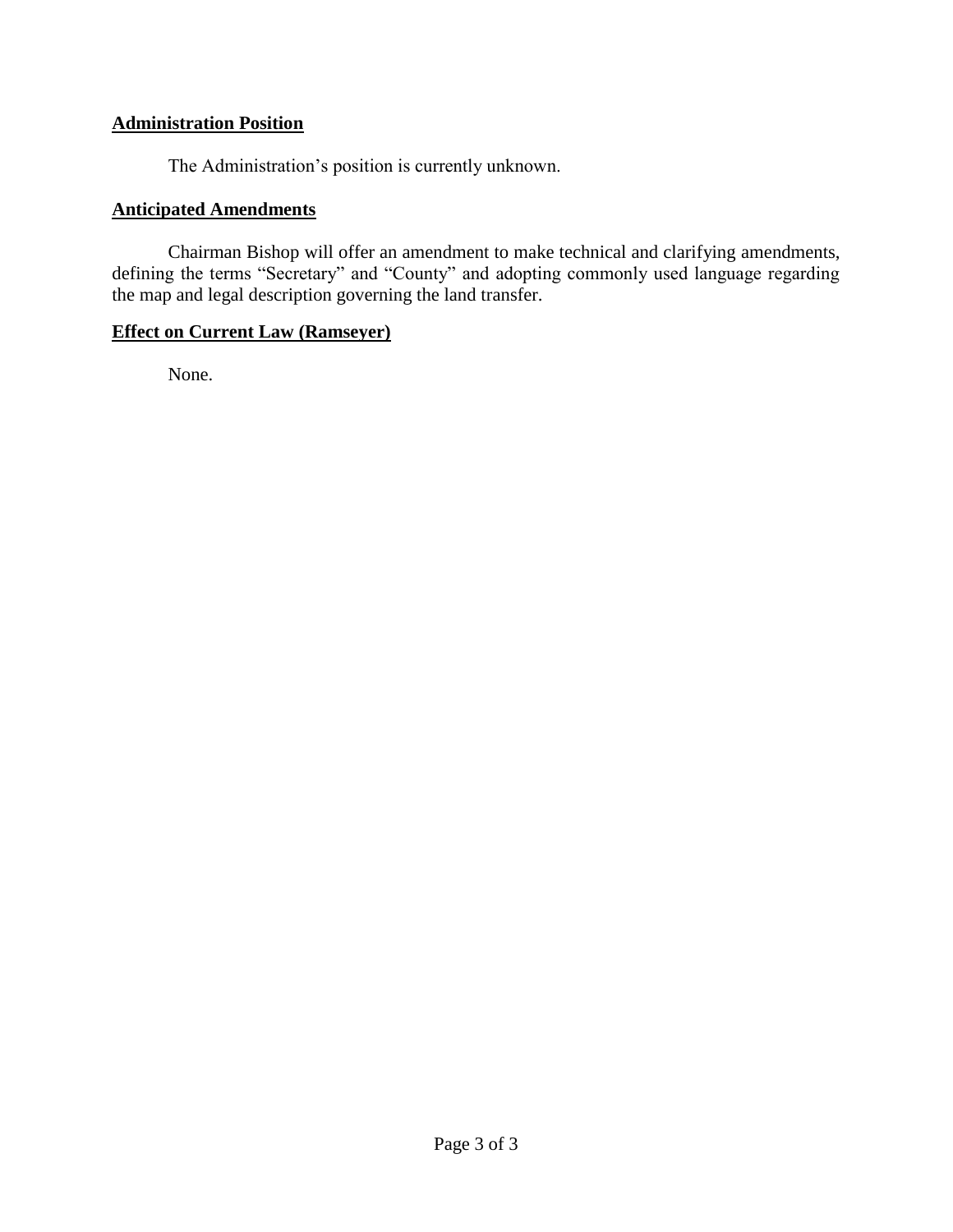## Administration Position

The Administration's position is currently unknown.

## Anticipated Amendments

Chairman Bishop will offer an amendment to make technical and clarifying amendments, defining the terms "Secretary" and "County" and adopting commonly used language regarding the map and legal description governing the land transfer.

## Effect on Current Law (Ramseyer)

None.